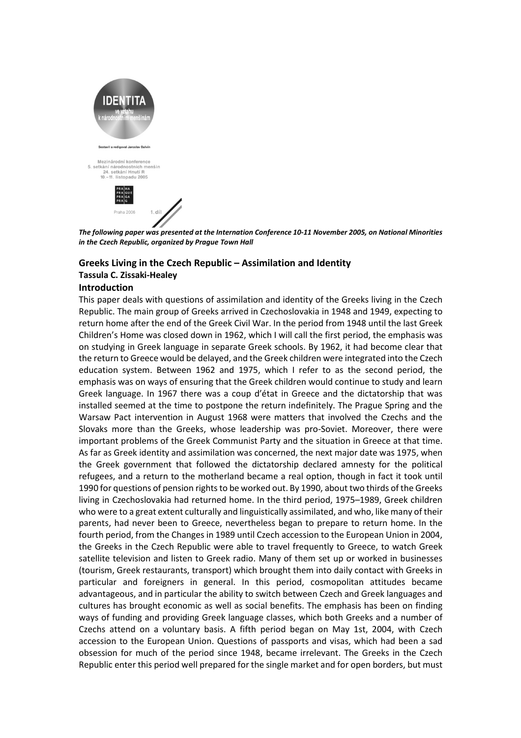*The following paper was presented at the Internation Conference 10-11 November 2005, on National Minorities in the Czech Republic, organized by Prague Town Hall*

## Greeks Living in the Czech Republic – Assimilation and Identity

### Tassula C. Zissaki-Healey

### Introduction

This paper deals with questions of assimilation and identity of the Greeks living in the Czech Republic. The main group of Greeks arrived in Czechoslovakia in 1948 and 1949, expecting to return home after the end of the Greek Civil War. In the period from 1948 until the last Greek Children's Home was closed down in 1962, which I will call the first period, the emphasis was on studying in Greek language in separate Greek schools. By 1962, it had become clear that the return to Greece would be delayed, and the Greek children were integrated into the Czech education system. Between 1962 and 1975, which I refer to as the second period, the emphasis was on ways of ensuring that the Greek children would continue to study and learn Greek language. In 1967 there was a coup d'état in Greece and the dictatorship that was installed seemed at the time to postpone the return indefinitely. The Prague Spring and the Warsaw Pact intervention in August 1968 were matters that involved the Czechs and the Slovaks more than the Greeks, whose leadership was pro-Soviet. Moreover, there were important problems of the Greek Communist Party and the situation in Greece at that time. As far as Greek identity and assimilation was concerned, the next major date was 1975, when the Greek government that followed the dictatorship declared amnesty for the political refugees, and a return to the motherland became a real option, though in fact it took until 1990 for questions of pension rights to be worked out. By 1990, about two thirds of the Greeks living in Czechoslovakia had returned home. In the third period, 1975–1989, Greek children who were to a great extent culturally and linguistically assimilated, and who, like many of their parents, had never been to Greece, nevertheless began to prepare to return home. In the fourth period, from the Changes in 1989 until Czech accession to the European Union in 2004, the Greeks in the Czech Republic were able to travel frequently to Greece, to watch Greek satellite television and listen to Greek radio. Many of them set up or worked in businesses (tourism, Greek restaurants, transport) which brought them into daily contact with Greeks in particular and foreigners in general. In this period, cosmopolitan attitudes became advantageous, and in particular the ability to switch between Czech and Greek languages and cultures has brought economic as well as social benefits. The emphasis has been on finding ways of funding and providing Greek language classes, which both Greeks and a number of Czechs attend on a voluntary basis. A fifth period began on May 1st, 2004, with Czech accession to the European Union. Questions of passports and visas, which had been a sad obsession for much of the period since 1948, became irrelevant. The Greeks in the Czech Republic enter this period well prepared for the single market and for open borders, but must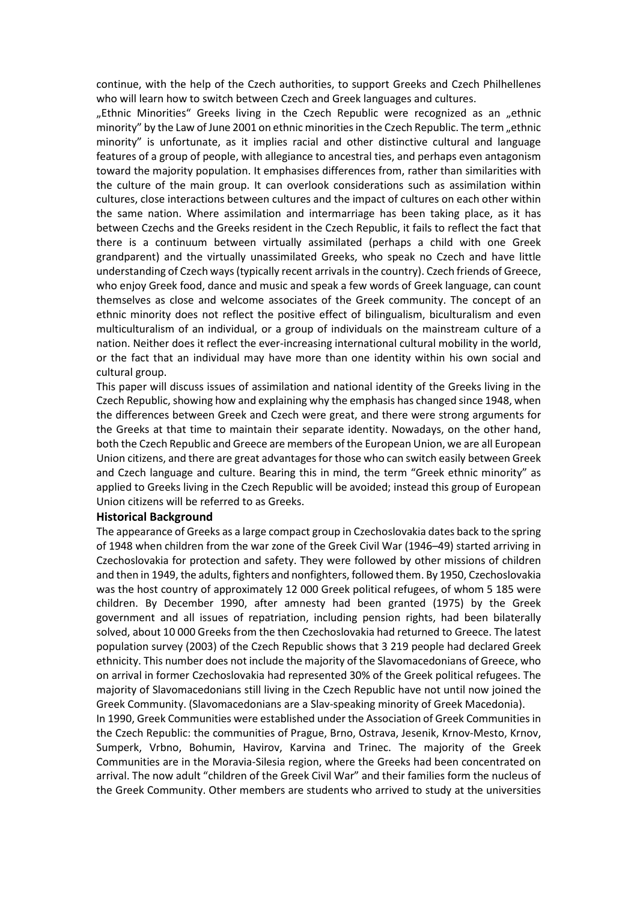continue, with the help of the Czech authorities, to support Greeks and Czech Philhellenes who will learn how to switch between Czech and Greek languages and cultures.

„Ethnic Minorities" Greeks living in the Czech Republic were recognized as an „ethnic minority" by the Law of June 2001 on ethnic minorities in the Czech Republic. The term „ethnic minority" is unfortunate, as it implies racial and other distinctive cultural and language features of a group of people, with allegiance to ancestral ties, and perhaps even antagonism toward the majority population. It emphasises differences from, rather than similarities with the culture of the main group. It can overlook considerations such as assimilation within cultures, close interactions between cultures and the impact of cultures on each other within the same nation. Where assimilation and intermarriage has been taking place, as it has between Czechs and the Greeks resident in the Czech Republic, it fails to reflect the fact that there is a continuum between virtually assimilated (perhaps a child with one Greek grandparent) and the virtually unassimilated Greeks, who speak no Czech and have little understanding of Czech ways (typically recent arrivals in the country). Czech friends of Greece, who enjoy Greek food, dance and music and speak a few words of Greek language, can count themselves as close and welcome associates of the Greek community. The concept of an ethnic minority does not reflect the positive effect of bilingualism, biculturalism and even multiculturalism of an individual, or a group of individuals on the mainstream culture of a nation. Neither does it reflect the ever-increasing international cultural mobility in the world, or the fact that an individual may have more than one identity within his own social and cultural group.

This paper will discuss issues of assimilation and national identity of the Greeks living in the Czech Republic, showing how and explaining why the emphasis has changed since 1948, when the differences between Greek and Czech were great, and there were strong arguments for the Greeks at that time to maintain their separate identity. Nowadays, on the other hand, both the Czech Republic and Greece are members of the European Union, we are all European Union citizens, and there are great advantages for those who can switch easily between Greek and Czech language and culture. Bearing this in mind, the term "Greek ethnic minority" as applied to Greeks living in the Czech Republic will be avoided; instead this group of European Union citizens will be referred to as Greeks.

### Historical Background

The appearance of Greeks as a large compact group in Czechoslovakia dates back to the spring of 1948 when children from the war zone of the Greek Civil War (1946–49) started arriving in Czechoslovakia for protection and safety. They were followed by other missions of children and then in 1949, the adults, fighters and nonfighters, followed them. By 1950, Czechoslovakia was the host country of approximately 12 000 Greek political refugees, of whom 5 185 were children. By December 1990, after amnesty had been granted (1975) by the Greek government and all issues of repatriation, including pension rights, had been bilaterally solved, about 10 000 Greeks from the then Czechoslovakia had returned to Greece. The latest population survey (2003) of the Czech Republic shows that 3 219 people had declared Greek ethnicity. This number does not include the majority of the Slavomacedonians of Greece, who on arrival in former Czechoslovakia had represented 30% of the Greek political refugees. The majority of Slavomacedonians still living in the Czech Republic have not until now joined the Greek Community. (Slavomacedonians are a Slav-speaking minority of Greek Macedonia).

In 1990, Greek Communities were established under the Association of Greek Communities in the Czech Republic: the communities of Prague, Brno, Ostrava, Jesenik, Krnov-Mesto, Krnov, Sumperk, Vrbno, Bohumin, Havirov, Karvina and Trinec. The majority of the Greek Communities are in the Moravia-Silesia region, where the Greeks had been concentrated on arrival. The now adult "children of the Greek Civil War" and their families form the nucleus of the Greek Community. Other members are students who arrived to study at the universities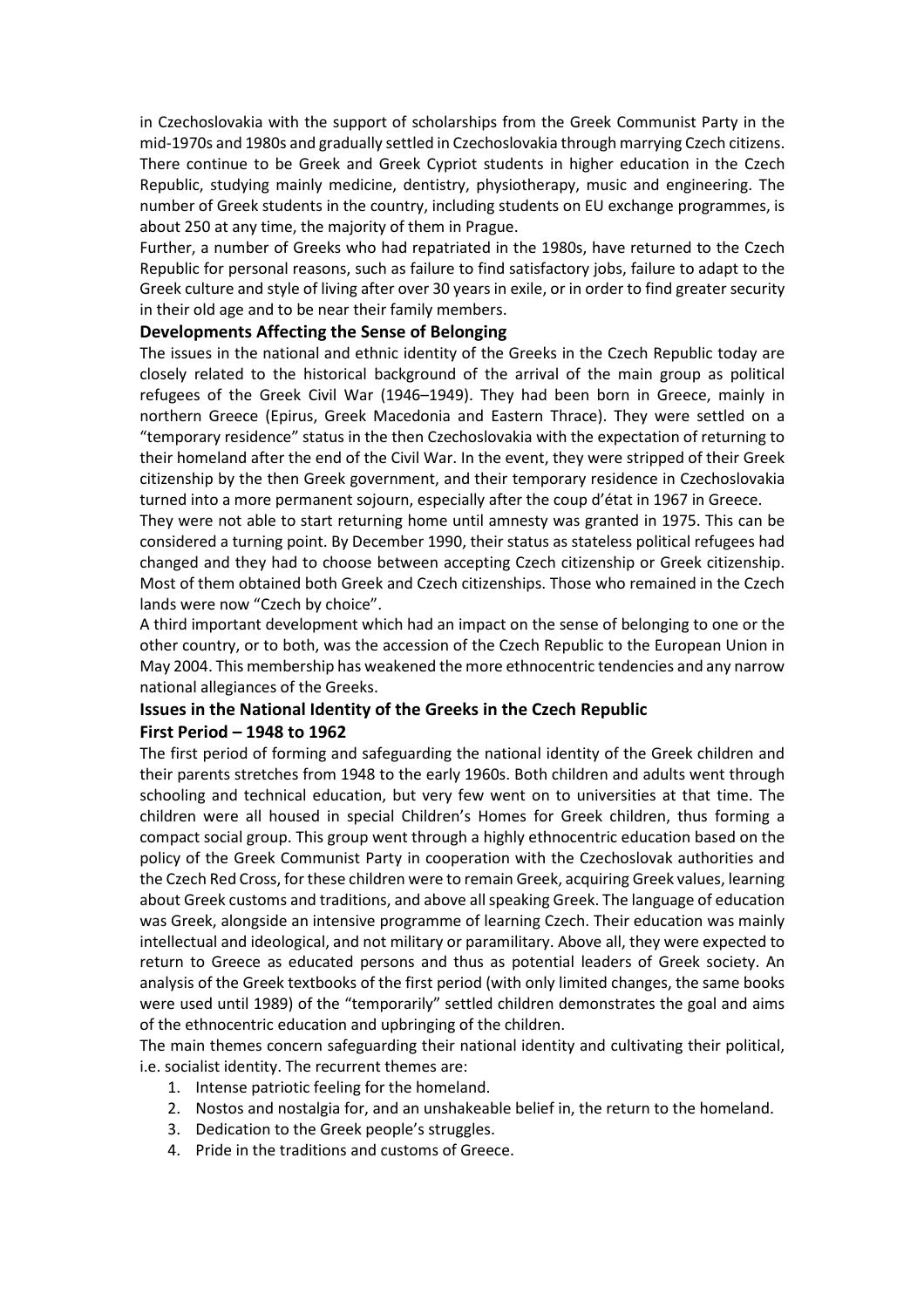in Czechoslovakia with the support of scholarships from the Greek Communist Party in the mid-1970s and 1980s and gradually settled in Czechoslovakia through marrying Czech citizens. There continue to be Greek and Greek Cypriot students in higher education in the Czech Republic, studying mainly medicine, dentistry, physiotherapy, music and engineering. The number of Greek students in the country, including students on EU exchange programmes, is about 250 at any time, the majority of them in Prague.

Further, a number of Greeks who had repatriated in the 1980s, have returned to the Czech Republic for personal reasons, such as failure to find satisfactory jobs, failure to adapt to the Greek culture and style of living after over 30 years in exile, or in order to find greater security in their old age and to be near their family members.

### Developments Affecting the Sense of Belonging

The issues in the national and ethnic identity of the Greeks in the Czech Republic today are closely related to the historical background of the arrival of the main group as political refugees of the Greek Civil War (1946–1949). They had been born in Greece, mainly in northern Greece (Epirus, Greek Macedonia and Eastern Thrace). They were settled on a "temporary residence" status in the then Czechoslovakia with the expectation of returning to their homeland after the end of the Civil War. In the event, they were stripped of their Greek citizenship by the then Greek government, and their temporary residence in Czechoslovakia turned into a more permanent sojourn, especially after the coup d'état in 1967 in Greece.

They were not able to start returning home until amnesty was granted in 1975. This can be considered a turning point. By December 1990, their status as stateless political refugees had changed and they had to choose between accepting Czech citizenship or Greek citizenship. Most of them obtained both Greek and Czech citizenships. Those who remained in the Czech lands were now "Czech by choice".

A third important development which had an impact on the sense of belonging to one or the other country, or to both, was the accession of the Czech Republic to the European Union in May 2004. This membership has weakened the more ethnocentric tendencies and any narrow national allegiances of the Greeks.

### Issues in the National Identity of the Greeks in the Czech Republic

### First Period – 1948 to 1962

The first period of forming and safeguarding the national identity of the Greek children and their parents stretches from 1948 to the early 1960s. Both children and adults went through schooling and technical education, but very few went on to universities at that time. The children were all housed in special Children's Homes for Greek children, thus forming a compact social group. This group went through a highly ethnocentric education based on the policy of the Greek Communist Party in cooperation with the Czechoslovak authorities and the Czech Red Cross, for these children were to remain Greek, acquiring Greek values, learning about Greek customs and traditions, and above all speaking Greek. The language of education was Greek, alongside an intensive programme of learning Czech. Their education was mainly intellectual and ideological, and not military or paramilitary. Above all, they were expected to return to Greece as educated persons and thus as potential leaders of Greek society. An analysis of the Greek textbooks of the first period (with only limited changes, the same books were used until 1989) of the "temporarily" settled children demonstrates the goal and aims of the ethnocentric education and upbringing of the children.

The main themes concern safeguarding their national identity and cultivating their political, i.e. socialist identity. The recurrent themes are:

1. Intense patriotic feeling for the homeland.
2. Nostos and nostalgia for, and an unshakeable belief in, the return to the homeland.
3. Dedication to the Greek people's struggles.
4. Pride in the traditions and customs of Greece.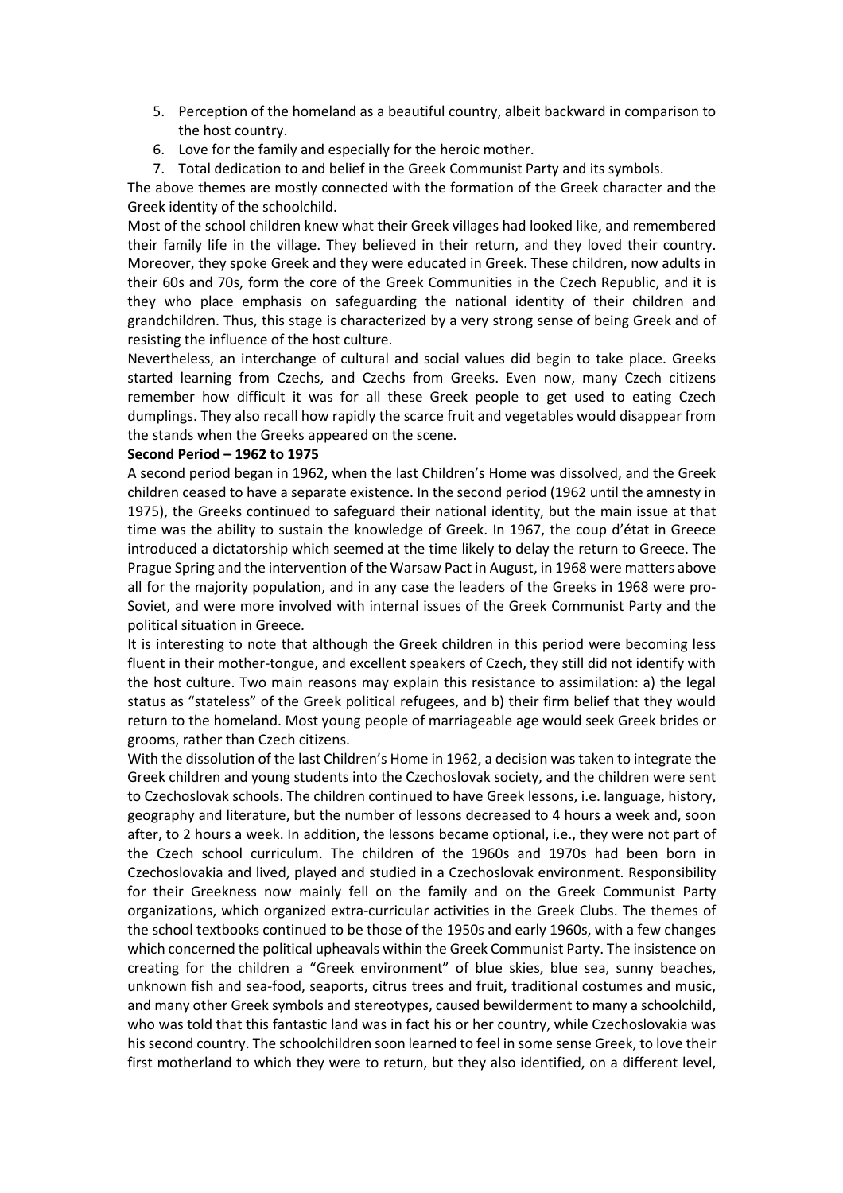5. Perception of the homeland as a beautiful country, albeit backward in comparison to the host country.
6. Love for the family and especially for the heroic mother.
7. Total dedication to and belief in the Greek Communist Party and its symbols.

The above themes are mostly connected with the formation of the Greek character and the Greek identity of the schoolchild.

Most of the school children knew what their Greek villages had looked like, and remembered their family life in the village. They believed in their return, and they loved their country. Moreover, they spoke Greek and they were educated in Greek. These children, now adults in their 60s and 70s, form the core of the Greek Communities in the Czech Republic, and it is they who place emphasis on safeguarding the national identity of their children and grandchildren. Thus, this stage is characterized by a very strong sense of being Greek and of resisting the influence of the host culture.

Nevertheless, an interchange of cultural and social values did begin to take place. Greeks started learning from Czechs, and Czechs from Greeks. Even now, many Czech citizens remember how difficult it was for all these Greek people to get used to eating Czech dumplings. They also recall how rapidly the scarce fruit and vegetables would disappear from the stands when the Greeks appeared on the scene.

**Second Period – 1962 to 1975**

A second period began in 1962, when the last Children's Home was dissolved, and the Greek children ceased to have a separate existence. In the second period (1962 until the amnesty in 1975), the Greeks continued to safeguard their national identity, but the main issue at that time was the ability to sustain the knowledge of Greek. In 1967, the coup d'état in Greece introduced a dictatorship which seemed at the time likely to delay the return to Greece. The Prague Spring and the intervention of the Warsaw Pact in August, in 1968 were matters above all for the majority population, and in any case the leaders of the Greeks in 1968 were pro-Soviet, and were more involved with internal issues of the Greek Communist Party and the political situation in Greece.

It is interesting to note that although the Greek children in this period were becoming less fluent in their mother-tongue, and excellent speakers of Czech, they still did not identify with the host culture. Two main reasons may explain this resistance to assimilation: a) the legal status as "stateless" of the Greek political refugees, and b) their firm belief that they would return to the homeland. Most young people of marriageable age would seek Greek brides or grooms, rather than Czech citizens.

With the dissolution of the last Children's Home in 1962, a decision was taken to integrate the Greek children and young students into the Czechoslovak society, and the children were sent to Czechoslovak schools. The children continued to have Greek lessons, i.e. language, history, geography and literature, but the number of lessons decreased to 4 hours a week and, soon after, to 2 hours a week. In addition, the lessons became optional, i.e., they were not part of the Czech school curriculum. The children of the 1960s and 1970s had been born in Czechoslovakia and lived, played and studied in a Czechoslovak environment. Responsibility for their Greekness now mainly fell on the family and on the Greek Communist Party organizations, which organized extra-curricular activities in the Greek Clubs. The themes of the school textbooks continued to be those of the 1950s and early 1960s, with a few changes which concerned the political upheavals within the Greek Communist Party. The insistence on creating for the children a "Greek environment" of blue skies, blue sea, sunny beaches, unknown fish and sea-food, seaports, citrus trees and fruit, traditional costumes and music, and many other Greek symbols and stereotypes, caused bewilderment to many a schoolchild, who was told that this fantastic land was in fact his or her country, while Czechoslovakia was his second country. The schoolchildren soon learned to feel in some sense Greek, to love their first motherland to which they were to return, but they also identified, on a different level,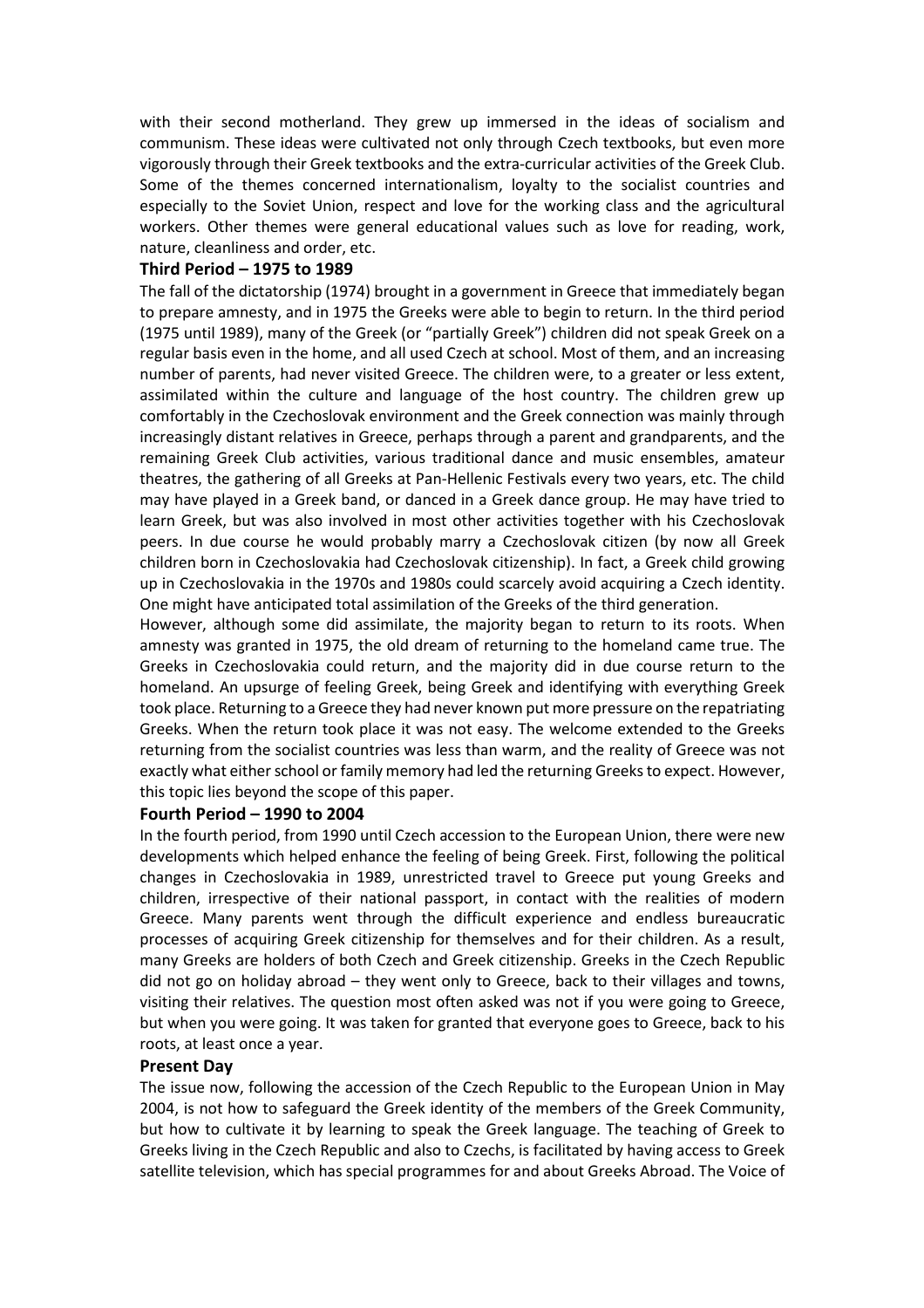with their second motherland. They grew up immersed in the ideas of socialism and communism. These ideas were cultivated not only through Czech textbooks, but even more vigorously through their Greek textbooks and the extra-curricular activities of the Greek Club. Some of the themes concerned internationalism, loyalty to the socialist countries and especially to the Soviet Union, respect and love for the working class and the agricultural workers. Other themes were general educational values such as love for reading, work, nature, cleanliness and order, etc.

### Third Period – 1975 to 1989

The fall of the dictatorship (1974) brought in a government in Greece that immediately began to prepare amnesty, and in 1975 the Greeks were able to begin to return. In the third period (1975 until 1989), many of the Greek (or "partially Greek") children did not speak Greek on a regular basis even in the home, and all used Czech at school. Most of them, and an increasing number of parents, had never visited Greece. The children were, to a greater or less extent, assimilated within the culture and language of the host country. The children grew up comfortably in the Czechoslovak environment and the Greek connection was mainly through increasingly distant relatives in Greece, perhaps through a parent and grandparents, and the remaining Greek Club activities, various traditional dance and music ensembles, amateur theatres, the gathering of all Greeks at Pan-Hellenic Festivals every two years, etc. The child may have played in a Greek band, or danced in a Greek dance group. He may have tried to learn Greek, but was also involved in most other activities together with his Czechoslovak peers. In due course he would probably marry a Czechoslovak citizen (by now all Greek children born in Czechoslovakia had Czechoslovak citizenship). In fact, a Greek child growing up in Czechoslovakia in the 1970s and 1980s could scarcely avoid acquiring a Czech identity. One might have anticipated total assimilation of the Greeks of the third generation.

However, although some did assimilate, the majority began to return to its roots. When amnesty was granted in 1975, the old dream of returning to the homeland came true. The Greeks in Czechoslovakia could return, and the majority did in due course return to the homeland. An upsurge of feeling Greek, being Greek and identifying with everything Greek took place. Returning to a Greece they had never known put more pressure on the repatriating Greeks. When the return took place it was not easy. The welcome extended to the Greeks returning from the socialist countries was less than warm, and the reality of Greece was not exactly what either school or family memory had led the returning Greeks to expect. However, this topic lies beyond the scope of this paper.

### Fourth Period – 1990 to 2004

In the fourth period, from 1990 until Czech accession to the European Union, there were new developments which helped enhance the feeling of being Greek. First, following the political changes in Czechoslovakia in 1989, unrestricted travel to Greece put young Greeks and children, irrespective of their national passport, in contact with the realities of modern Greece. Many parents went through the difficult experience and endless bureaucratic processes of acquiring Greek citizenship for themselves and for their children. As a result, many Greeks are holders of both Czech and Greek citizenship. Greeks in the Czech Republic did not go on holiday abroad – they went only to Greece, back to their villages and towns, visiting their relatives. The question most often asked was not if you were going to Greece, but when you were going. It was taken for granted that everyone goes to Greece, back to his roots, at least once a year.

### Present Day

The issue now, following the accession of the Czech Republic to the European Union in May 2004, is not how to safeguard the Greek identity of the members of the Greek Community, but how to cultivate it by learning to speak the Greek language. The teaching of Greek to Greeks living in the Czech Republic and also to Czechs, is facilitated by having access to Greek satellite television, which has special programmes for and about Greeks Abroad. The Voice of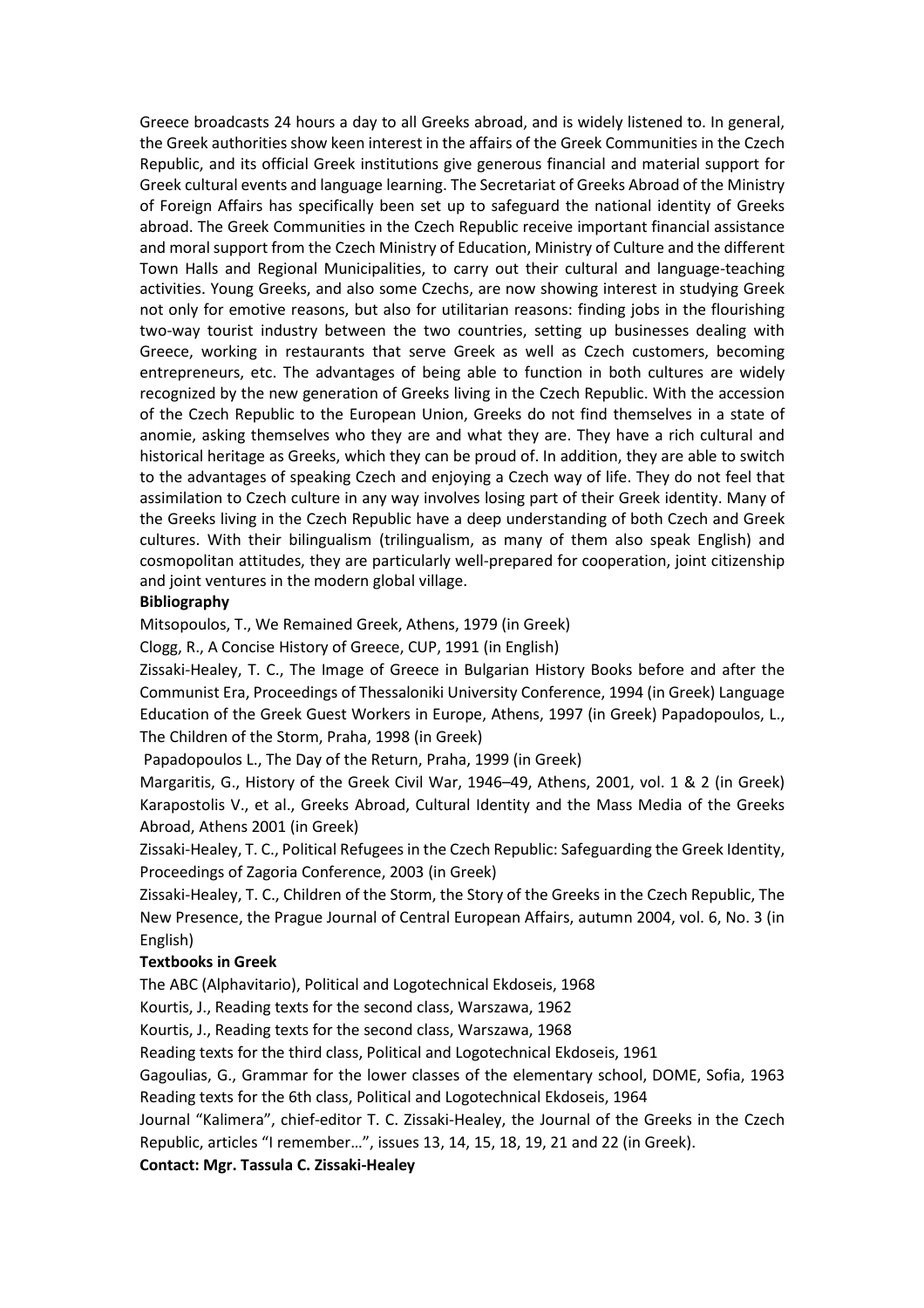Greece broadcasts 24 hours a day to all Greeks abroad, and is widely listened to. In general, the Greek authorities show keen interest in the affairs of the Greek Communities in the Czech Republic, and its official Greek institutions give generous financial and material support for Greek cultural events and language learning. The Secretariat of Greeks Abroad of the Ministry of Foreign Affairs has specifically been set up to safeguard the national identity of Greeks abroad. The Greek Communities in the Czech Republic receive important financial assistance and moral support from the Czech Ministry of Education, Ministry of Culture and the different Town Halls and Regional Municipalities, to carry out their cultural and language-teaching activities. Young Greeks, and also some Czechs, are now showing interest in studying Greek not only for emotive reasons, but also for utilitarian reasons: finding jobs in the flourishing two-way tourist industry between the two countries, setting up businesses dealing with Greece, working in restaurants that serve Greek as well as Czech customers, becoming entrepreneurs, etc. The advantages of being able to function in both cultures are widely recognized by the new generation of Greeks living in the Czech Republic. With the accession of the Czech Republic to the European Union, Greeks do not find themselves in a state of anomie, asking themselves who they are and what they are. They have a rich cultural and historical heritage as Greeks, which they can be proud of. In addition, they are able to switch to the advantages of speaking Czech and enjoying a Czech way of life. They do not feel that assimilation to Czech culture in any way involves losing part of their Greek identity. Many of the Greeks living in the Czech Republic have a deep understanding of both Czech and Greek cultures. With their bilingualism (trilingualism, as many of them also speak English) and cosmopolitan attitudes, they are particularly well-prepared for cooperation, joint citizenship and joint ventures in the modern global village.

**Bibliography**

Mitsopoulos, T., We Remained Greek, Athens, 1979 (in Greek)

Clogg, R., A Concise History of Greece, CUP, 1991 (in English)

Zissaki-Healey, T. C., The Image of Greece in Bulgarian History Books before and after the Communist Era, Proceedings of Thessaloniki University Conference, 1994 (in Greek) Language Education of the Greek Guest Workers in Europe, Athens, 1997 (in Greek) Papadopoulos, L., The Children of the Storm, Praha, 1998 (in Greek)

Papadopoulos L., The Day of the Return, Praha, 1999 (in Greek)

Margaritis, G., History of the Greek Civil War, 1946–49, Athens, 2001, vol. 1 & 2 (in Greek) Karapostolis V., et al., Greeks Abroad, Cultural Identity and the Mass Media of the Greeks Abroad, Athens 2001 (in Greek)

Zissaki-Healey, T. C., Political Refugees in the Czech Republic: Safeguarding the Greek Identity, Proceedings of Zagoria Conference, 2003 (in Greek)

Zissaki-Healey, T. C., Children of the Storm, the Story of the Greeks in the Czech Republic, The New Presence, the Prague Journal of Central European Affairs, autumn 2004, vol. 6, No. 3 (in English)

**Textbooks in Greek**

The ABC (Alphavitario), Political and Logotechnical Ekdoseis, 1968

Kourtis, J., Reading texts for the second class, Warszawa, 1962

Kourtis, J., Reading texts for the second class, Warszawa, 1968

Reading texts for the third class, Political and Logotechnical Ekdoseis, 1961

Gagoulias, G., Grammar for the lower classes of the elementary school, DOME, Sofia, 1963 Reading texts for the 6th class, Political and Logotechnical Ekdoseis, 1964

Journal "Kalimera", chief-editor T. C. Zissaki-Healey, the Journal of the Greeks in the Czech Republic, articles "I remember…", issues 13, 14, 15, 18, 19, 21 and 22 (in Greek).

**Contact: Mgr. Tassula C. Zissaki-Healey**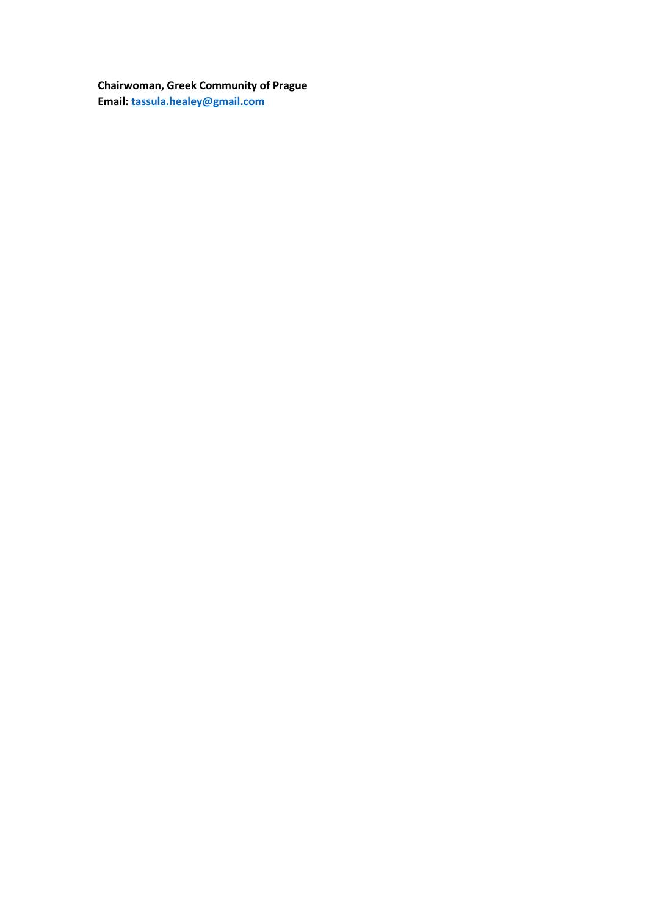**Chairwoman, Greek Community of Prague**
**Email: tassula.healey@gmail.com**